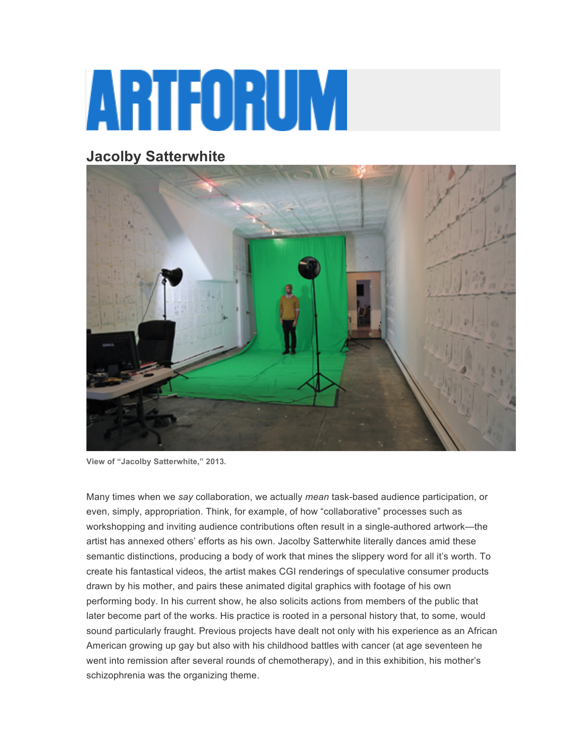# ARTFORUM

## Jacolby Satterwhite

View of "Jacolby Satterwhite," 2013.

Many times when we *say* collaboration, we actually *mean* task-based audience participation, or even, simply, appropriation. Think, for example, of how "collaborative" processes such as workshopping and inviting audience contributions often result in a single-authored artwork—the artist has annexed others' efforts as his own. Jacolby Satterwhite literally dances amid these semantic distinctions, producing a body of work that mines the slippery word for all it's worth. To create his fantastical videos, the artist makes CGI renderings of speculative consumer products drawn by his mother, and pairs these animated digital graphics with footage of his own performing body. In his current show, he also solicits actions from members of the public that later become part of the works. His practice is rooted in a personal history that, to some, would sound particularly fraught. Previous projects have dealt not only with his experience as an African American growing up gay but also with his childhood battles with cancer (at age seventeen he went into remission after several rounds of chemotherapy), and in this exhibition, his mother's schizophrenia was the organizing theme.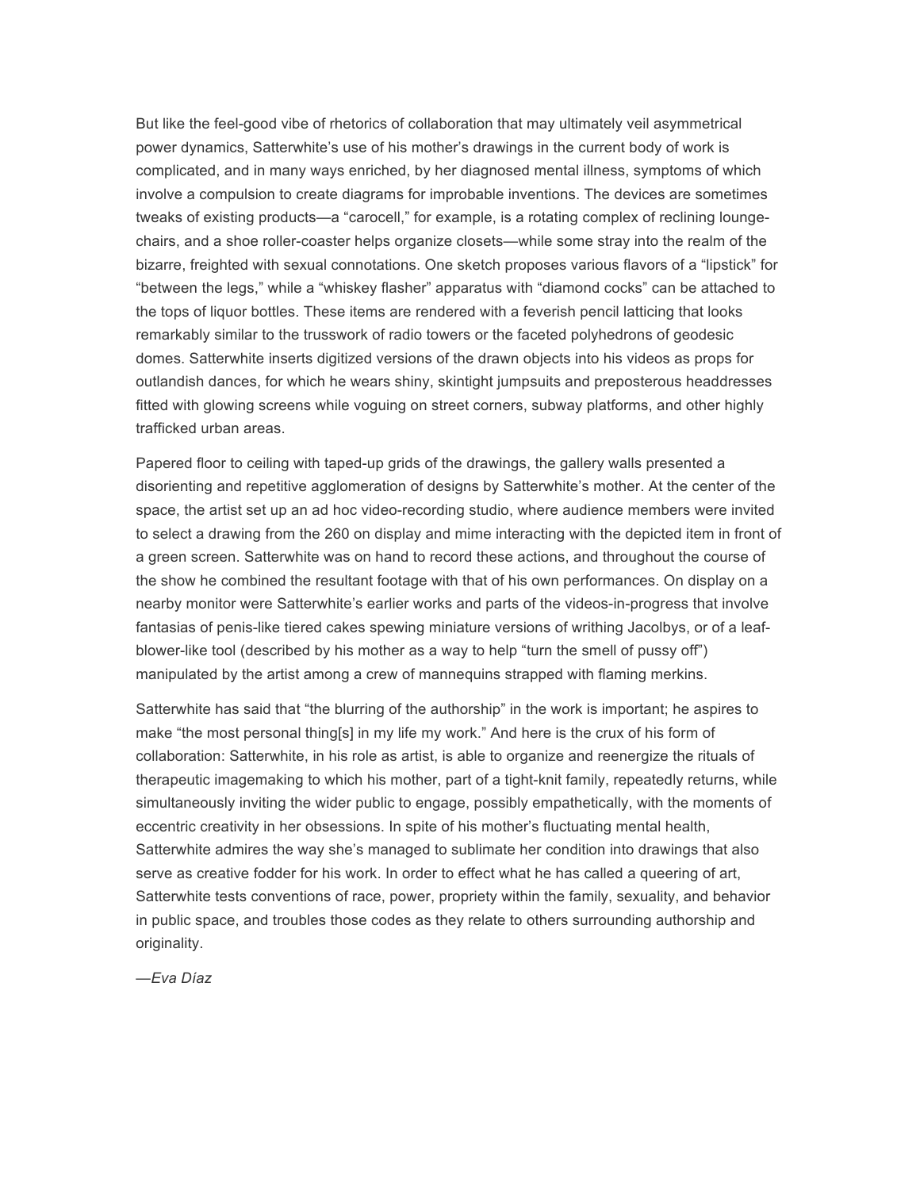But like the feel-good vibe of rhetorics of collaboration that may ultimately veil asymmetrical power dynamics, Satterwhite's use of his mother's drawings in the current body of work is complicated, and in many ways enriched, by her diagnosed mental illness, symptoms of which involve a compulsion to create diagrams for improbable inventions. The devices are sometimes tweaks of existing products—a "carocell," for example, is a rotating complex of reclining lounge-chairs, and a shoe roller-coaster helps organize closets—while some stray into the realm of the bizarre, freighted with sexual connotations. One sketch proposes various flavors of a "lipstick" for "between the legs," while a "whiskey flasher" apparatus with "diamond cocks" can be attached to the tops of liquor bottles. These items are rendered with a feverish pencil latticing that looks remarkably similar to the trusswork of radio towers or the faceted polyhedrons of geodesic domes. Satterwhite inserts digitized versions of the drawn objects into his videos as props for outlandish dances, for which he wears shiny, skintight jumpsuits and preposterous headdresses fitted with glowing screens while voguing on street corners, subway platforms, and other highly trafficked urban areas.

Papered floor to ceiling with taped-up grids of the drawings, the gallery walls presented a disorienting and repetitive agglomeration of designs by Satterwhite's mother. At the center of the space, the artist set up an ad hoc video-recording studio, where audience members were invited to select a drawing from the 260 on display and mime interacting with the depicted item in front of a green screen. Satterwhite was on hand to record these actions, and throughout the course of the show he combined the resultant footage with that of his own performances. On display on a nearby monitor were Satterwhite's earlier works and parts of the videos-in-progress that involve fantasias of penis-like tiered cakes spewing miniature versions of writhing Jacolbys, or of a leaf-blower-like tool (described by his mother as a way to help "turn the smell of pussy off") manipulated by the artist among a crew of mannequins strapped with flaming merkins.

Satterwhite has said that "the blurring of the authorship" in the work is important; he aspires to make "the most personal thing[s] in my life my work." And here is the crux of his form of collaboration: Satterwhite, in his role as artist, is able to organize and reenergize the rituals of therapeutic imagemaking to which his mother, part of a tight-knit family, repeatedly returns, while simultaneously inviting the wider public to engage, possibly empathetically, with the moments of eccentric creativity in her obsessions. In spite of his mother's fluctuating mental health, Satterwhite admires the way she's managed to sublimate her condition into drawings that also serve as creative fodder for his work. In order to effect what he has called a queering of art, Satterwhite tests conventions of race, power, propriety within the family, sexuality, and behavior in public space, and troubles those codes as they relate to others surrounding authorship and originality.

*—Eva Díaz*